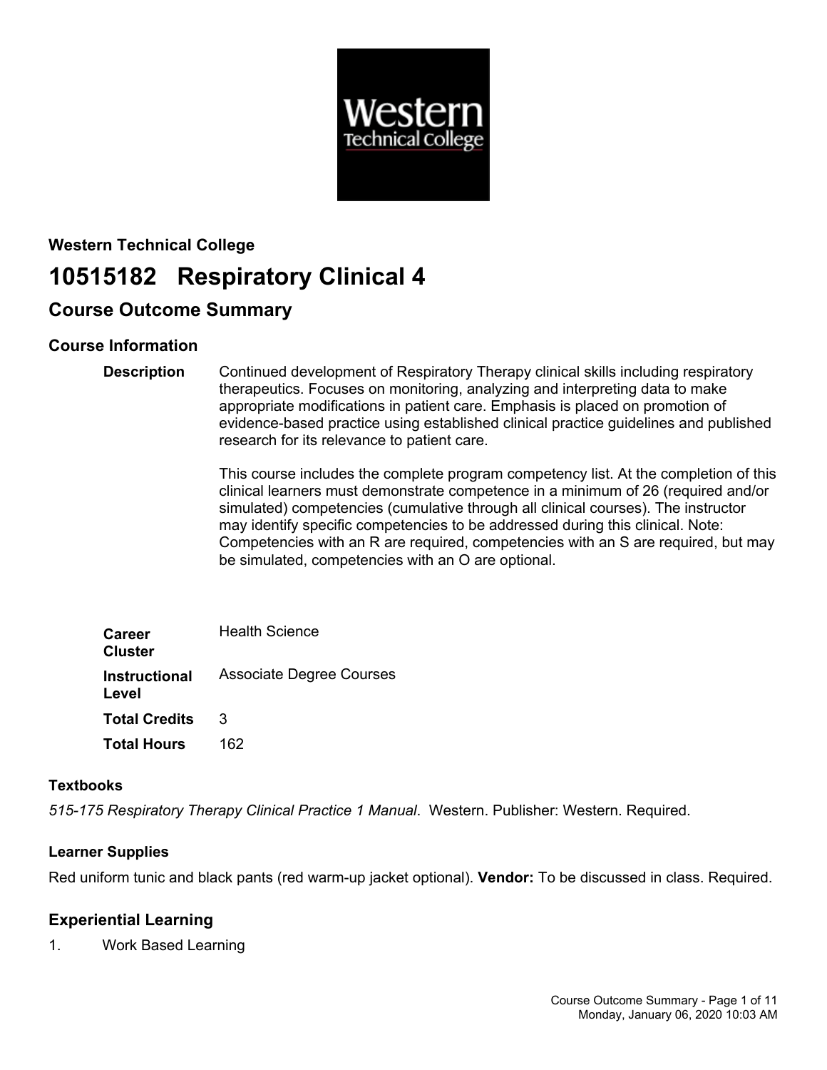**Western Technical College**

# 10515182 Respiratory Clinical 4

## Course Outcome Summary

### Course Information

| | |
|---|---|
| **Description** | Continued development of Respiratory Therapy clinical skills including respiratory therapeutics. Focuses on monitoring, analyzing and interpreting data to make appropriate modifications in patient care. Emphasis is placed on promotion of evidence-based practice using established clinical practice guidelines and published research for its relevance to patient care.<br><br>This course includes the complete program competency list. At the completion of this clinical learners must demonstrate competence in a minimum of 26 (required and/or simulated) competencies (cumulative through all clinical courses). The instructor may identify specific competencies to be addressed during this clinical. Note: Competencies with an R are required, competencies with an S are required, but may be simulated, competencies with an O are optional. |
| **Career Cluster** | Health Science |
| **Instructional Level** | Associate Degree Courses |
| **Total Credits** | 3 |
| **Total Hours** | 162 |

### Textbooks

*515-175 Respiratory Therapy Clinical Practice 1 Manual*. Western. Publisher: Western. Required.

### Learner Supplies

Red uniform tunic and black pants (red warm-up jacket optional). **Vendor:** To be discussed in class. Required.

## Experiential Learning

1. Work Based Learning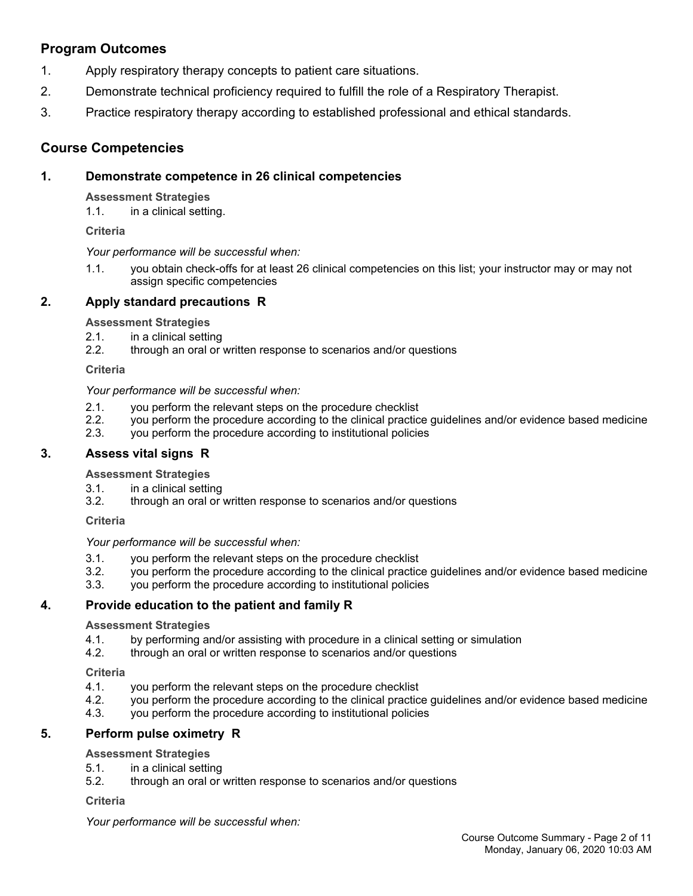## Program Outcomes

1. Apply respiratory therapy concepts to patient care situations.
2. Demonstrate technical proficiency required to fulfill the role of a Respiratory Therapist.
3. Practice respiratory therapy according to established professional and ethical standards.

## Course Competencies

### 1. Demonstrate competence in 26 clinical competencies

**Assessment Strategies**

1.1. in a clinical setting.

**Criteria**

*Your performance will be successful when:*

1.1. you obtain check-offs for at least 26 clinical competencies on this list; your instructor may or may not assign specific competencies

### 2. Apply standard precautions R

**Assessment Strategies**

2.1. in a clinical setting
2.2. through an oral or written response to scenarios and/or questions

**Criteria**

*Your performance will be successful when:*

2.1. you perform the relevant steps on the procedure checklist
2.2. you perform the procedure according to the clinical practice guidelines and/or evidence based medicine
2.3. you perform the procedure according to institutional policies

### 3. Assess vital signs R

**Assessment Strategies**

3.1. in a clinical setting
3.2. through an oral or written response to scenarios and/or questions

**Criteria**

*Your performance will be successful when:*

3.1. you perform the relevant steps on the procedure checklist
3.2. you perform the procedure according to the clinical practice guidelines and/or evidence based medicine
3.3. you perform the procedure according to institutional policies

### 4. Provide education to the patient and family R

**Assessment Strategies**

4.1. by performing and/or assisting with procedure in a clinical setting or simulation
4.2. through an oral or written response to scenarios and/or questions

**Criteria**

4.1. you perform the relevant steps on the procedure checklist
4.2. you perform the procedure according to the clinical practice guidelines and/or evidence based medicine
4.3. you perform the procedure according to institutional policies

### 5. Perform pulse oximetry R

**Assessment Strategies**

5.1. in a clinical setting
5.2. through an oral or written response to scenarios and/or questions

**Criteria**

*Your performance will be successful when:*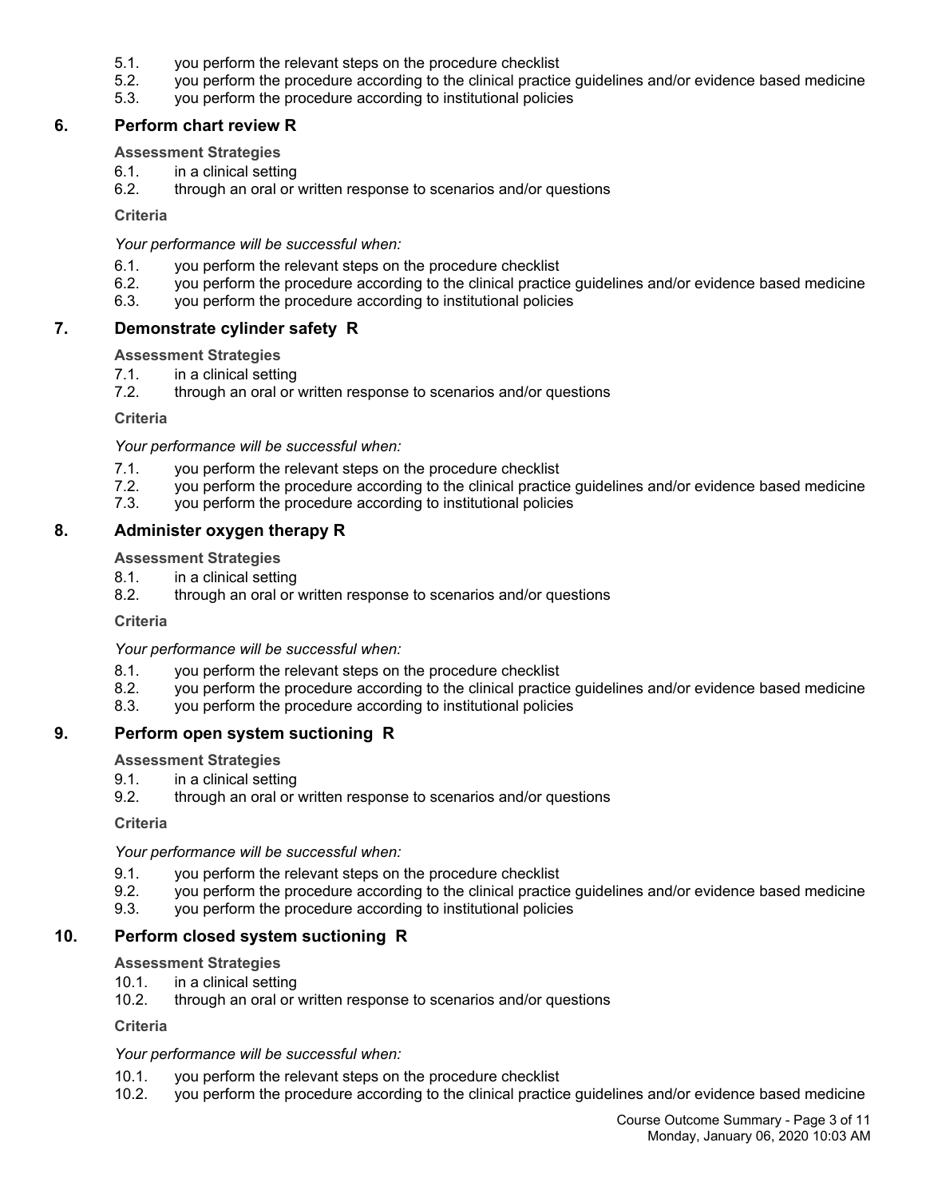5.1. you perform the relevant steps on the procedure checklist
5.2. you perform the procedure according to the clinical practice guidelines and/or evidence based medicine
5.3. you perform the procedure according to institutional policies

## 6. Perform chart review R

**Assessment Strategies**

6.1. in a clinical setting
6.2. through an oral or written response to scenarios and/or questions

**Criteria**

*Your performance will be successful when:*

6.1. you perform the relevant steps on the procedure checklist
6.2. you perform the procedure according to the clinical practice guidelines and/or evidence based medicine
6.3. you perform the procedure according to institutional policies

## 7. Demonstrate cylinder safety R

**Assessment Strategies**

7.1. in a clinical setting
7.2. through an oral or written response to scenarios and/or questions

**Criteria**

*Your performance will be successful when:*

7.1. you perform the relevant steps on the procedure checklist
7.2. you perform the procedure according to the clinical practice guidelines and/or evidence based medicine
7.3. you perform the procedure according to institutional policies

## 8. Administer oxygen therapy R

**Assessment Strategies**

8.1. in a clinical setting
8.2. through an oral or written response to scenarios and/or questions

**Criteria**

*Your performance will be successful when:*

8.1. you perform the relevant steps on the procedure checklist
8.2. you perform the procedure according to the clinical practice guidelines and/or evidence based medicine
8.3. you perform the procedure according to institutional policies

## 9. Perform open system suctioning R

**Assessment Strategies**

9.1. in a clinical setting
9.2. through an oral or written response to scenarios and/or questions

**Criteria**

*Your performance will be successful when:*

9.1. you perform the relevant steps on the procedure checklist
9.2. you perform the procedure according to the clinical practice guidelines and/or evidence based medicine
9.3. you perform the procedure according to institutional policies

## 10. Perform closed system suctioning R

**Assessment Strategies**

10.1. in a clinical setting
10.2. through an oral or written response to scenarios and/or questions

**Criteria**

*Your performance will be successful when:*

10.1. you perform the relevant steps on the procedure checklist
10.2. you perform the procedure according to the clinical practice guidelines and/or evidence based medicine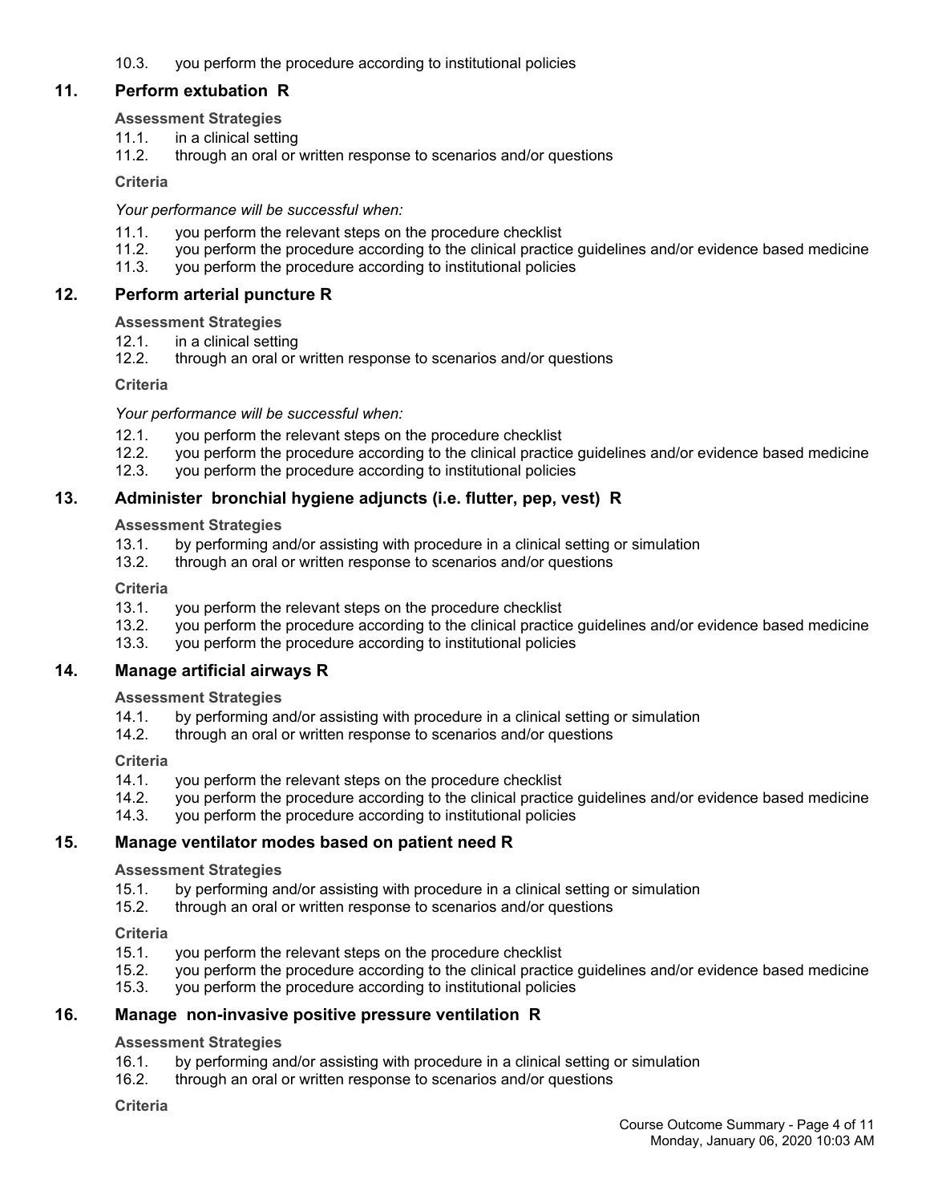10.3. you perform the procedure according to institutional policies

## 11. Perform extubation R

**Assessment Strategies**

11.1. in a clinical setting
11.2. through an oral or written response to scenarios and/or questions

**Criteria**

*Your performance will be successful when:*

11.1. you perform the relevant steps on the procedure checklist
11.2. you perform the procedure according to the clinical practice guidelines and/or evidence based medicine
11.3. you perform the procedure according to institutional policies

## 12. Perform arterial puncture R

**Assessment Strategies**

12.1. in a clinical setting
12.2. through an oral or written response to scenarios and/or questions

**Criteria**

*Your performance will be successful when:*

12.1. you perform the relevant steps on the procedure checklist
12.2. you perform the procedure according to the clinical practice guidelines and/or evidence based medicine
12.3. you perform the procedure according to institutional policies

## 13. Administer bronchial hygiene adjuncts (i.e. flutter, pep, vest) R

**Assessment Strategies**

13.1. by performing and/or assisting with procedure in a clinical setting or simulation
13.2. through an oral or written response to scenarios and/or questions

**Criteria**

13.1. you perform the relevant steps on the procedure checklist
13.2. you perform the procedure according to the clinical practice guidelines and/or evidence based medicine
13.3. you perform the procedure according to institutional policies

## 14. Manage artificial airways R

**Assessment Strategies**

14.1. by performing and/or assisting with procedure in a clinical setting or simulation
14.2. through an oral or written response to scenarios and/or questions

**Criteria**

14.1. you perform the relevant steps on the procedure checklist
14.2. you perform the procedure according to the clinical practice guidelines and/or evidence based medicine
14.3. you perform the procedure according to institutional policies

## 15. Manage ventilator modes based on patient need R

**Assessment Strategies**

15.1. by performing and/or assisting with procedure in a clinical setting or simulation
15.2. through an oral or written response to scenarios and/or questions

**Criteria**

15.1. you perform the relevant steps on the procedure checklist
15.2. you perform the procedure according to the clinical practice guidelines and/or evidence based medicine
15.3. you perform the procedure according to institutional policies

## 16. Manage non-invasive positive pressure ventilation R

**Assessment Strategies**

16.1. by performing and/or assisting with procedure in a clinical setting or simulation
16.2. through an oral or written response to scenarios and/or questions

**Criteria**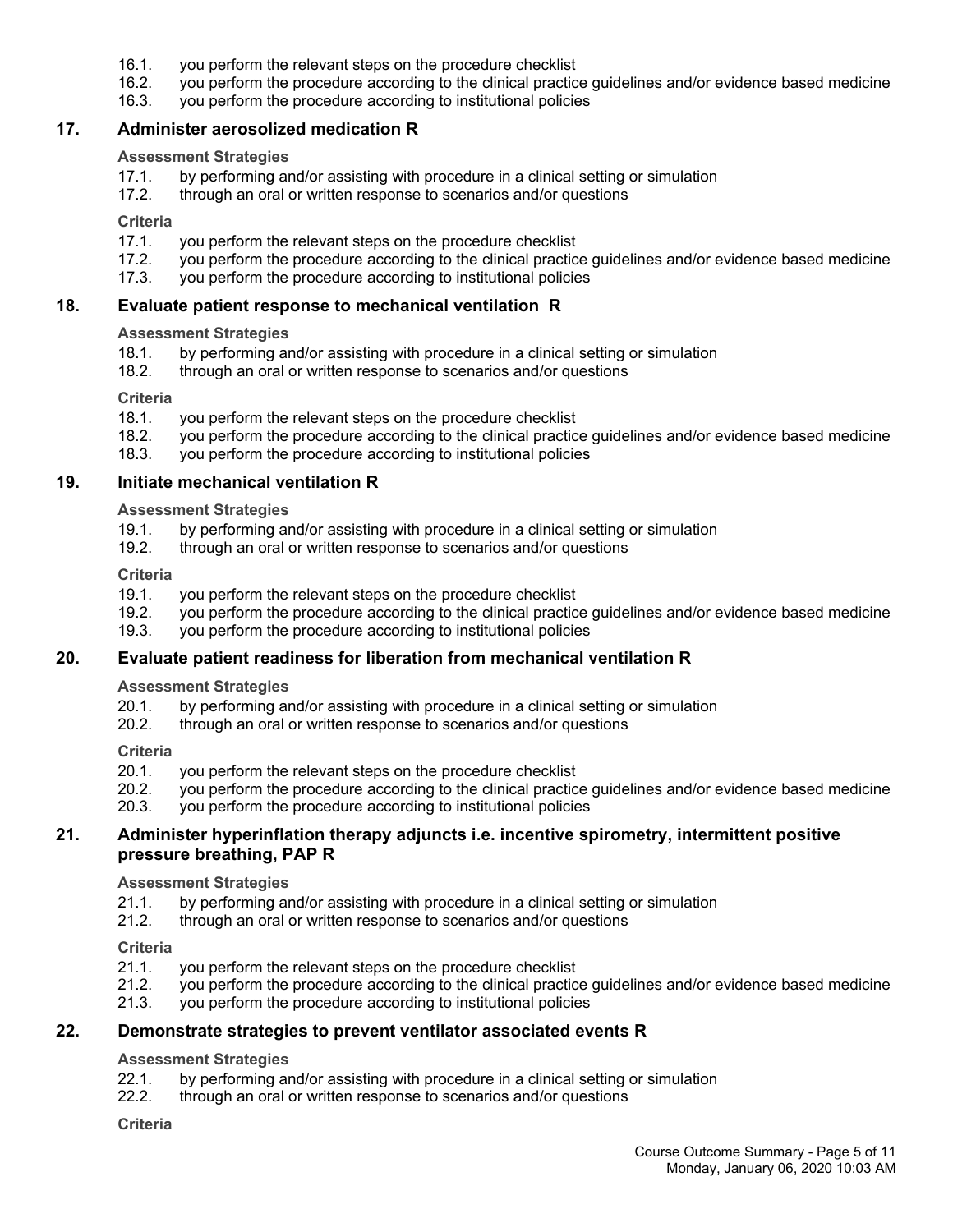16.1. you perform the relevant steps on the procedure checklist
16.2. you perform the procedure according to the clinical practice guidelines and/or evidence based medicine
16.3. you perform the procedure according to institutional policies

## 17. Administer aerosolized medication R

**Assessment Strategies**

17.1. by performing and/or assisting with procedure in a clinical setting or simulation
17.2. through an oral or written response to scenarios and/or questions

**Criteria**

17.1. you perform the relevant steps on the procedure checklist
17.2. you perform the procedure according to the clinical practice guidelines and/or evidence based medicine
17.3. you perform the procedure according to institutional policies

## 18. Evaluate patient response to mechanical ventilation R

**Assessment Strategies**

18.1. by performing and/or assisting with procedure in a clinical setting or simulation
18.2. through an oral or written response to scenarios and/or questions

**Criteria**

18.1. you perform the relevant steps on the procedure checklist
18.2. you perform the procedure according to the clinical practice guidelines and/or evidence based medicine
18.3. you perform the procedure according to institutional policies

## 19. Initiate mechanical ventilation R

**Assessment Strategies**

19.1. by performing and/or assisting with procedure in a clinical setting or simulation
19.2. through an oral or written response to scenarios and/or questions

**Criteria**

19.1. you perform the relevant steps on the procedure checklist
19.2. you perform the procedure according to the clinical practice guidelines and/or evidence based medicine
19.3. you perform the procedure according to institutional policies

## 20. Evaluate patient readiness for liberation from mechanical ventilation R

**Assessment Strategies**

20.1. by performing and/or assisting with procedure in a clinical setting or simulation
20.2. through an oral or written response to scenarios and/or questions

**Criteria**

20.1. you perform the relevant steps on the procedure checklist
20.2. you perform the procedure according to the clinical practice guidelines and/or evidence based medicine
20.3. you perform the procedure according to institutional policies

## 21. Administer hyperinflation therapy adjuncts i.e. incentive spirometry, intermittent positive pressure breathing, PAP R

**Assessment Strategies**

21.1. by performing and/or assisting with procedure in a clinical setting or simulation
21.2. through an oral or written response to scenarios and/or questions

**Criteria**

21.1. you perform the relevant steps on the procedure checklist
21.2. you perform the procedure according to the clinical practice guidelines and/or evidence based medicine
21.3. you perform the procedure according to institutional policies

## 22. Demonstrate strategies to prevent ventilator associated events R

**Assessment Strategies**

22.1. by performing and/or assisting with procedure in a clinical setting or simulation
22.2. through an oral or written response to scenarios and/or questions

**Criteria**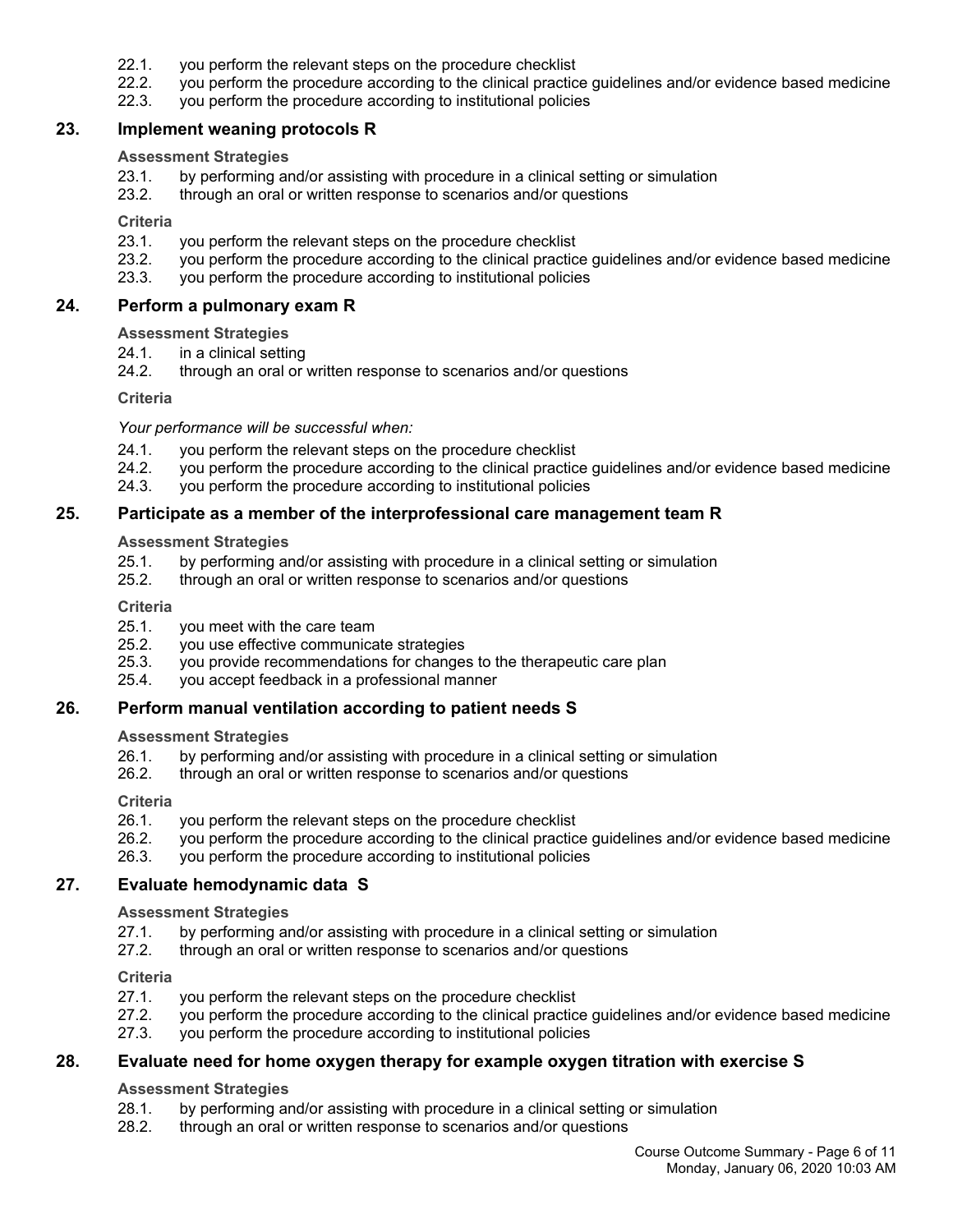22.1. you perform the relevant steps on the procedure checklist
22.2. you perform the procedure according to the clinical practice guidelines and/or evidence based medicine
22.3. you perform the procedure according to institutional policies

## 23. Implement weaning protocols R

**Assessment Strategies**

23.1. by performing and/or assisting with procedure in a clinical setting or simulation
23.2. through an oral or written response to scenarios and/or questions

**Criteria**

23.1. you perform the relevant steps on the procedure checklist
23.2. you perform the procedure according to the clinical practice guidelines and/or evidence based medicine
23.3. you perform the procedure according to institutional policies

## 24. Perform a pulmonary exam R

**Assessment Strategies**

24.1. in a clinical setting
24.2. through an oral or written response to scenarios and/or questions

**Criteria**

*Your performance will be successful when:*

24.1. you perform the relevant steps on the procedure checklist
24.2. you perform the procedure according to the clinical practice guidelines and/or evidence based medicine
24.3. you perform the procedure according to institutional policies

## 25. Participate as a member of the interprofessional care management team R

**Assessment Strategies**

25.1. by performing and/or assisting with procedure in a clinical setting or simulation
25.2. through an oral or written response to scenarios and/or questions

**Criteria**

25.1. you meet with the care team
25.2. you use effective communicate strategies
25.3. you provide recommendations for changes to the therapeutic care plan
25.4. you accept feedback in a professional manner

## 26. Perform manual ventilation according to patient needs S

**Assessment Strategies**

26.1. by performing and/or assisting with procedure in a clinical setting or simulation
26.2. through an oral or written response to scenarios and/or questions

**Criteria**

26.1. you perform the relevant steps on the procedure checklist
26.2. you perform the procedure according to the clinical practice guidelines and/or evidence based medicine
26.3. you perform the procedure according to institutional policies

## 27. Evaluate hemodynamic data S

**Assessment Strategies**

27.1. by performing and/or assisting with procedure in a clinical setting or simulation
27.2. through an oral or written response to scenarios and/or questions

**Criteria**

27.1. you perform the relevant steps on the procedure checklist
27.2. you perform the procedure according to the clinical practice guidelines and/or evidence based medicine
27.3. you perform the procedure according to institutional policies

## 28. Evaluate need for home oxygen therapy for example oxygen titration with exercise S

**Assessment Strategies**

28.1. by performing and/or assisting with procedure in a clinical setting or simulation
28.2. through an oral or written response to scenarios and/or questions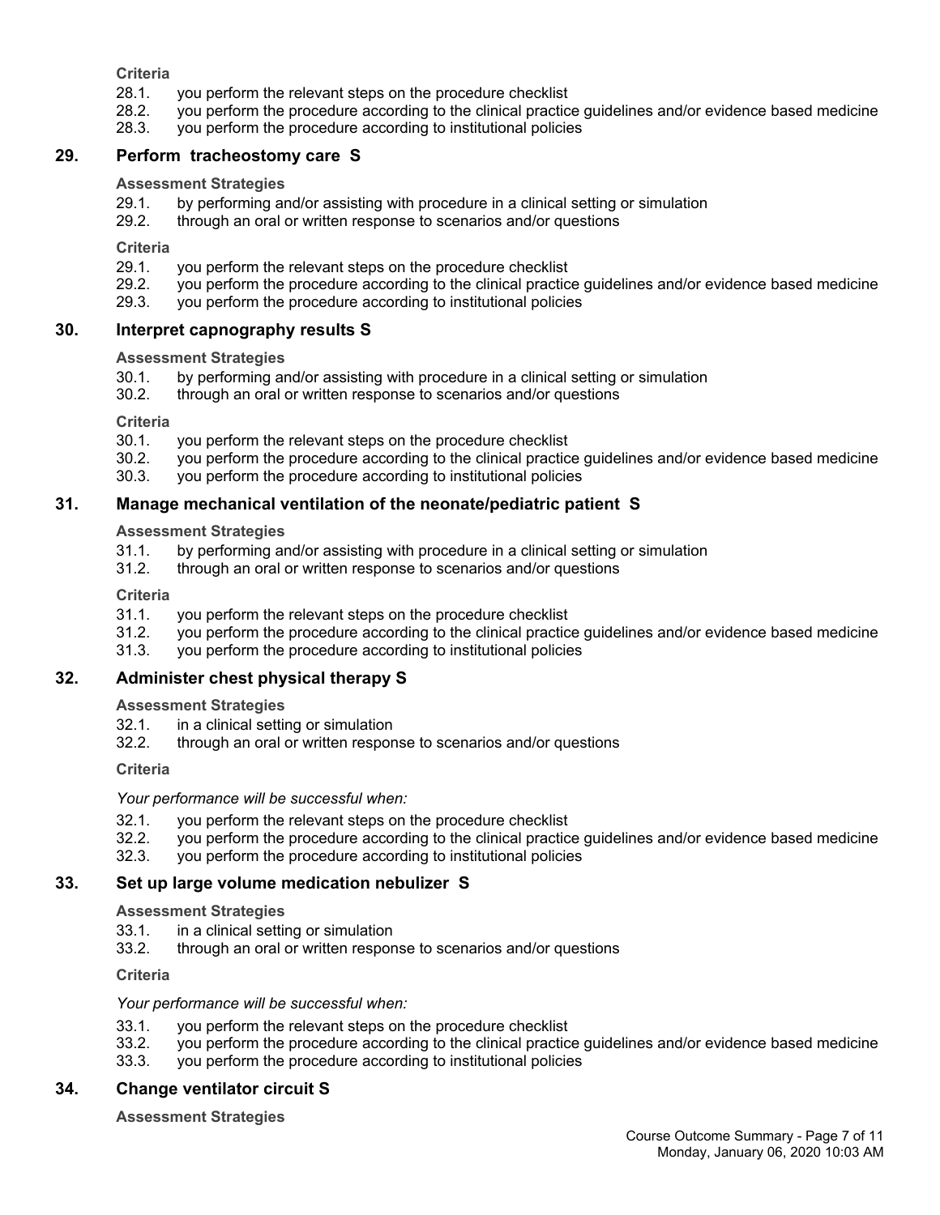**Criteria**

28.1. you perform the relevant steps on the procedure checklist
28.2. you perform the procedure according to the clinical practice guidelines and/or evidence based medicine
28.3. you perform the procedure according to institutional policies

## 29. Perform tracheostomy care S

**Assessment Strategies**

29.1. by performing and/or assisting with procedure in a clinical setting or simulation
29.2. through an oral or written response to scenarios and/or questions

**Criteria**

29.1. you perform the relevant steps on the procedure checklist
29.2. you perform the procedure according to the clinical practice guidelines and/or evidence based medicine
29.3. you perform the procedure according to institutional policies

## 30. Interpret capnography results S

**Assessment Strategies**

30.1. by performing and/or assisting with procedure in a clinical setting or simulation
30.2. through an oral or written response to scenarios and/or questions

**Criteria**

30.1. you perform the relevant steps on the procedure checklist
30.2. you perform the procedure according to the clinical practice guidelines and/or evidence based medicine
30.3. you perform the procedure according to institutional policies

## 31. Manage mechanical ventilation of the neonate/pediatric patient S

**Assessment Strategies**

31.1. by performing and/or assisting with procedure in a clinical setting or simulation
31.2. through an oral or written response to scenarios and/or questions

**Criteria**

31.1. you perform the relevant steps on the procedure checklist
31.2. you perform the procedure according to the clinical practice guidelines and/or evidence based medicine
31.3. you perform the procedure according to institutional policies

## 32. Administer chest physical therapy S

**Assessment Strategies**

32.1. in a clinical setting or simulation
32.2. through an oral or written response to scenarios and/or questions

**Criteria**

*Your performance will be successful when:*

32.1. you perform the relevant steps on the procedure checklist
32.2. you perform the procedure according to the clinical practice guidelines and/or evidence based medicine
32.3. you perform the procedure according to institutional policies

## 33. Set up large volume medication nebulizer S

**Assessment Strategies**

33.1. in a clinical setting or simulation
33.2. through an oral or written response to scenarios and/or questions

**Criteria**

*Your performance will be successful when:*

33.1. you perform the relevant steps on the procedure checklist
33.2. you perform the procedure according to the clinical practice guidelines and/or evidence based medicine
33.3. you perform the procedure according to institutional policies

## 34. Change ventilator circuit S

**Assessment Strategies**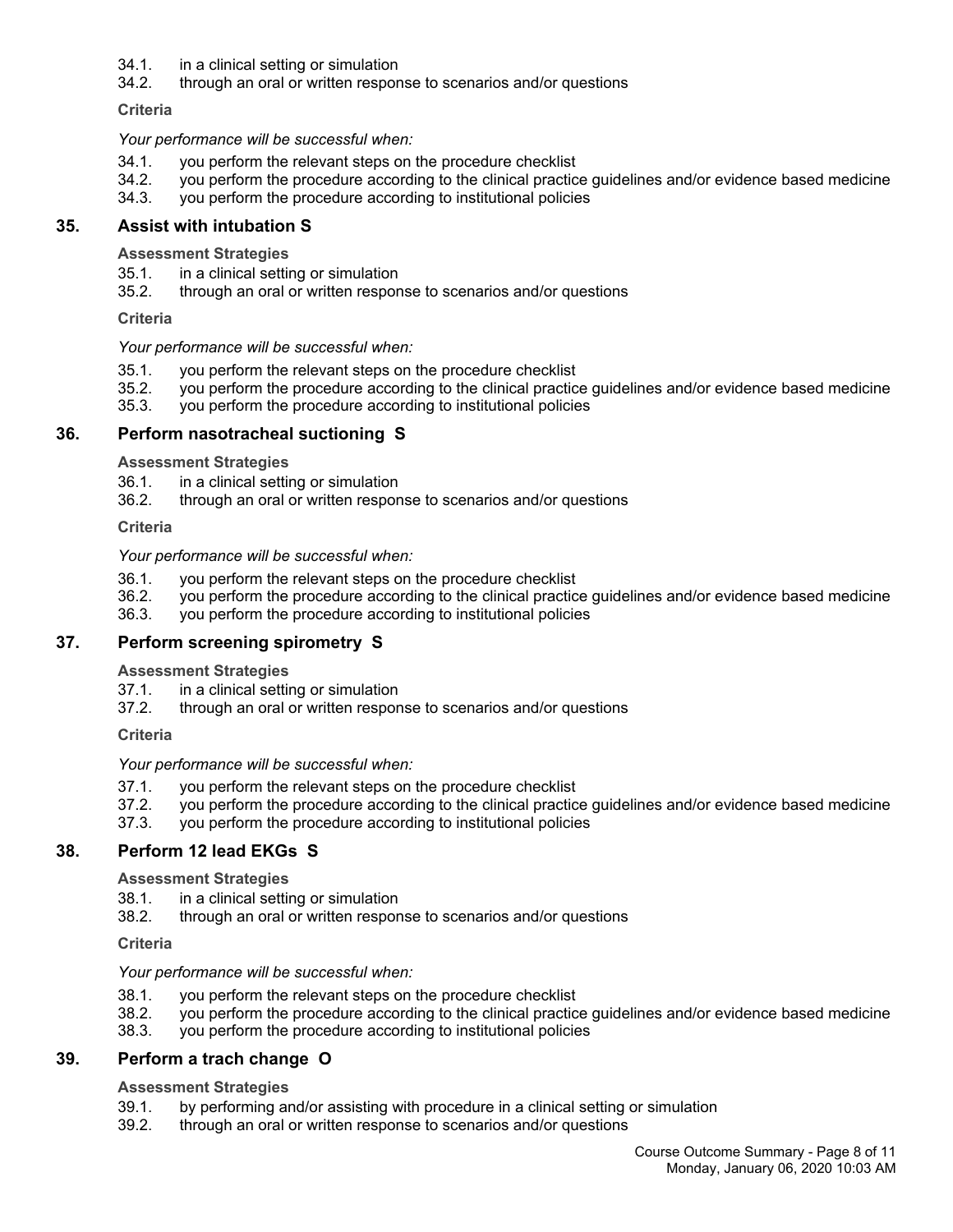34.1. in a clinical setting or simulation
34.2. through an oral or written response to scenarios and/or questions

**Criteria**

*Your performance will be successful when:*

34.1. you perform the relevant steps on the procedure checklist
34.2. you perform the procedure according to the clinical practice guidelines and/or evidence based medicine
34.3. you perform the procedure according to institutional policies

### 35. Assist with intubation S

**Assessment Strategies**

35.1. in a clinical setting or simulation
35.2. through an oral or written response to scenarios and/or questions

**Criteria**

*Your performance will be successful when:*

35.1. you perform the relevant steps on the procedure checklist
35.2. you perform the procedure according to the clinical practice guidelines and/or evidence based medicine
35.3. you perform the procedure according to institutional policies

### 36. Perform nasotracheal suctioning S

**Assessment Strategies**

36.1. in a clinical setting or simulation
36.2. through an oral or written response to scenarios and/or questions

**Criteria**

*Your performance will be successful when:*

36.1. you perform the relevant steps on the procedure checklist
36.2. you perform the procedure according to the clinical practice guidelines and/or evidence based medicine
36.3. you perform the procedure according to institutional policies

### 37. Perform screening spirometry S

**Assessment Strategies**

37.1. in a clinical setting or simulation
37.2. through an oral or written response to scenarios and/or questions

**Criteria**

*Your performance will be successful when:*

37.1. you perform the relevant steps on the procedure checklist
37.2. you perform the procedure according to the clinical practice guidelines and/or evidence based medicine
37.3. you perform the procedure according to institutional policies

### 38. Perform 12 lead EKGs S

**Assessment Strategies**

38.1. in a clinical setting or simulation
38.2. through an oral or written response to scenarios and/or questions

**Criteria**

*Your performance will be successful when:*

38.1. you perform the relevant steps on the procedure checklist
38.2. you perform the procedure according to the clinical practice guidelines and/or evidence based medicine
38.3. you perform the procedure according to institutional policies

### 39. Perform a trach change O

**Assessment Strategies**

39.1. by performing and/or assisting with procedure in a clinical setting or simulation
39.2. through an oral or written response to scenarios and/or questions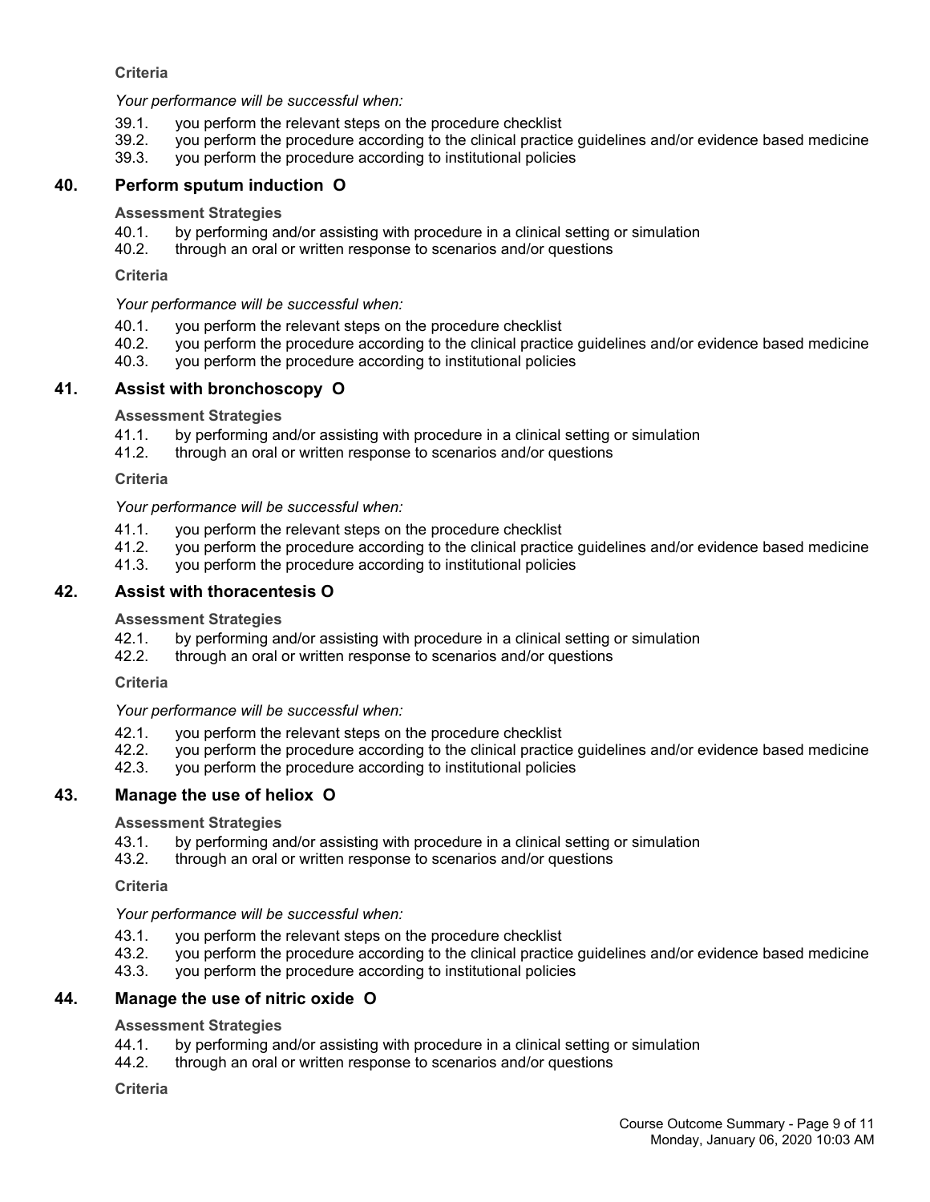**Criteria**

*Your performance will be successful when:*

39.1. you perform the relevant steps on the procedure checklist
39.2. you perform the procedure according to the clinical practice guidelines and/or evidence based medicine
39.3. you perform the procedure according to institutional policies

## 40. Perform sputum induction O

**Assessment Strategies**

40.1. by performing and/or assisting with procedure in a clinical setting or simulation
40.2. through an oral or written response to scenarios and/or questions

**Criteria**

*Your performance will be successful when:*

40.1. you perform the relevant steps on the procedure checklist
40.2. you perform the procedure according to the clinical practice guidelines and/or evidence based medicine
40.3. you perform the procedure according to institutional policies

## 41. Assist with bronchoscopy O

**Assessment Strategies**

41.1. by performing and/or assisting with procedure in a clinical setting or simulation
41.2. through an oral or written response to scenarios and/or questions

**Criteria**

*Your performance will be successful when:*

41.1. you perform the relevant steps on the procedure checklist
41.2. you perform the procedure according to the clinical practice guidelines and/or evidence based medicine
41.3. you perform the procedure according to institutional policies

## 42. Assist with thoracentesis O

**Assessment Strategies**

42.1. by performing and/or assisting with procedure in a clinical setting or simulation
42.2. through an oral or written response to scenarios and/or questions

**Criteria**

*Your performance will be successful when:*

42.1. you perform the relevant steps on the procedure checklist
42.2. you perform the procedure according to the clinical practice guidelines and/or evidence based medicine
42.3. you perform the procedure according to institutional policies

## 43. Manage the use of heliox O

**Assessment Strategies**

43.1. by performing and/or assisting with procedure in a clinical setting or simulation
43.2. through an oral or written response to scenarios and/or questions

**Criteria**

*Your performance will be successful when:*

43.1. you perform the relevant steps on the procedure checklist
43.2. you perform the procedure according to the clinical practice guidelines and/or evidence based medicine
43.3. you perform the procedure according to institutional policies

## 44. Manage the use of nitric oxide O

**Assessment Strategies**

44.1. by performing and/or assisting with procedure in a clinical setting or simulation
44.2. through an oral or written response to scenarios and/or questions

**Criteria**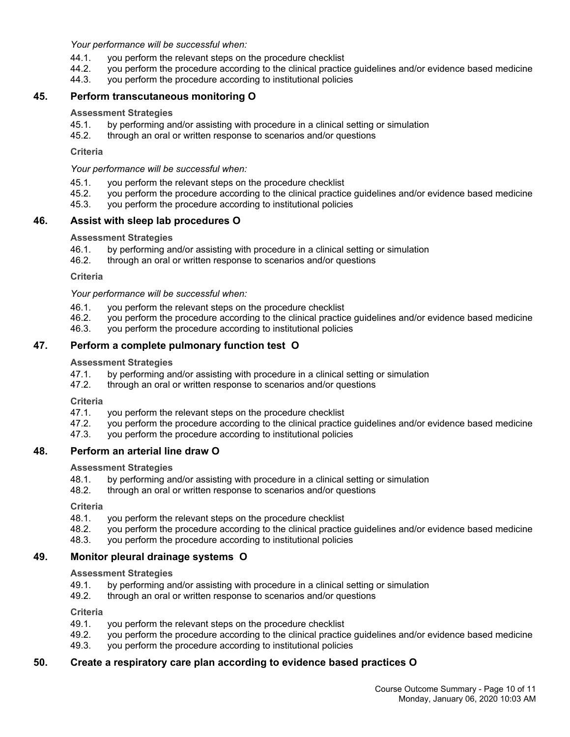*Your performance will be successful when:*

44.1. you perform the relevant steps on the procedure checklist
44.2. you perform the procedure according to the clinical practice guidelines and/or evidence based medicine
44.3. you perform the procedure according to institutional policies

## 45. Perform transcutaneous monitoring O

**Assessment Strategies**

45.1. by performing and/or assisting with procedure in a clinical setting or simulation
45.2. through an oral or written response to scenarios and/or questions

**Criteria**

*Your performance will be successful when:*

45.1. you perform the relevant steps on the procedure checklist
45.2. you perform the procedure according to the clinical practice guidelines and/or evidence based medicine
45.3. you perform the procedure according to institutional policies

## 46. Assist with sleep lab procedures O

**Assessment Strategies**

46.1. by performing and/or assisting with procedure in a clinical setting or simulation
46.2. through an oral or written response to scenarios and/or questions

**Criteria**

*Your performance will be successful when:*

46.1. you perform the relevant steps on the procedure checklist
46.2. you perform the procedure according to the clinical practice guidelines and/or evidence based medicine
46.3. you perform the procedure according to institutional policies

## 47. Perform a complete pulmonary function test O

**Assessment Strategies**

47.1. by performing and/or assisting with procedure in a clinical setting or simulation
47.2. through an oral or written response to scenarios and/or questions

**Criteria**

47.1. you perform the relevant steps on the procedure checklist
47.2. you perform the procedure according to the clinical practice guidelines and/or evidence based medicine
47.3. you perform the procedure according to institutional policies

## 48. Perform an arterial line draw O

**Assessment Strategies**

48.1. by performing and/or assisting with procedure in a clinical setting or simulation
48.2. through an oral or written response to scenarios and/or questions

**Criteria**

48.1. you perform the relevant steps on the procedure checklist
48.2. you perform the procedure according to the clinical practice guidelines and/or evidence based medicine
48.3. you perform the procedure according to institutional policies

## 49. Monitor pleural drainage systems O

**Assessment Strategies**

49.1. by performing and/or assisting with procedure in a clinical setting or simulation
49.2. through an oral or written response to scenarios and/or questions

**Criteria**

49.1. you perform the relevant steps on the procedure checklist
49.2. you perform the procedure according to the clinical practice guidelines and/or evidence based medicine
49.3. you perform the procedure according to institutional policies

## 50. Create a respiratory care plan according to evidence based practices O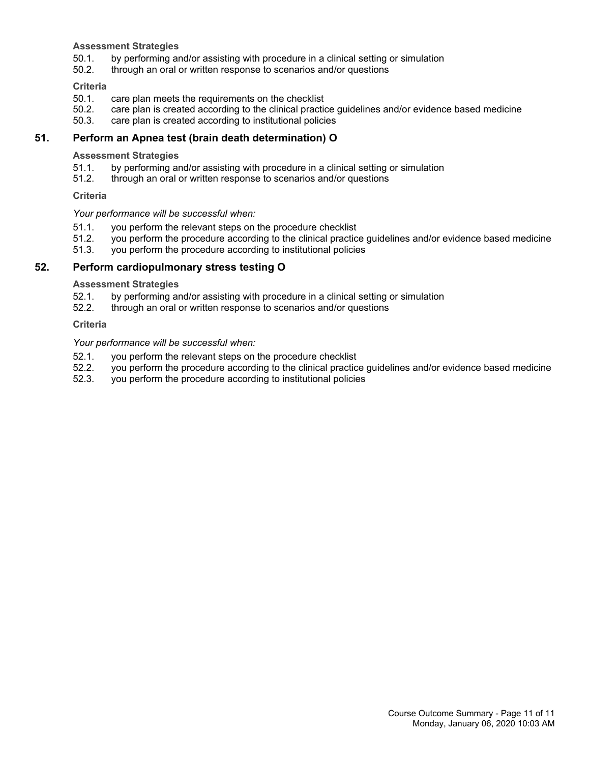**Assessment Strategies**

50.1. by performing and/or assisting with procedure in a clinical setting or simulation
50.2. through an oral or written response to scenarios and/or questions

**Criteria**

50.1. care plan meets the requirements on the checklist
50.2. care plan is created according to the clinical practice guidelines and/or evidence based medicine
50.3. care plan is created according to institutional policies

## 51. Perform an Apnea test (brain death determination) O

**Assessment Strategies**

51.1. by performing and/or assisting with procedure in a clinical setting or simulation
51.2. through an oral or written response to scenarios and/or questions

**Criteria**

*Your performance will be successful when:*

51.1. you perform the relevant steps on the procedure checklist
51.2. you perform the procedure according to the clinical practice guidelines and/or evidence based medicine
51.3. you perform the procedure according to institutional policies

## 52. Perform cardiopulmonary stress testing O

**Assessment Strategies**

52.1. by performing and/or assisting with procedure in a clinical setting or simulation
52.2. through an oral or written response to scenarios and/or questions

**Criteria**

*Your performance will be successful when:*

52.1. you perform the relevant steps on the procedure checklist
52.2. you perform the procedure according to the clinical practice guidelines and/or evidence based medicine
52.3. you perform the procedure according to institutional policies